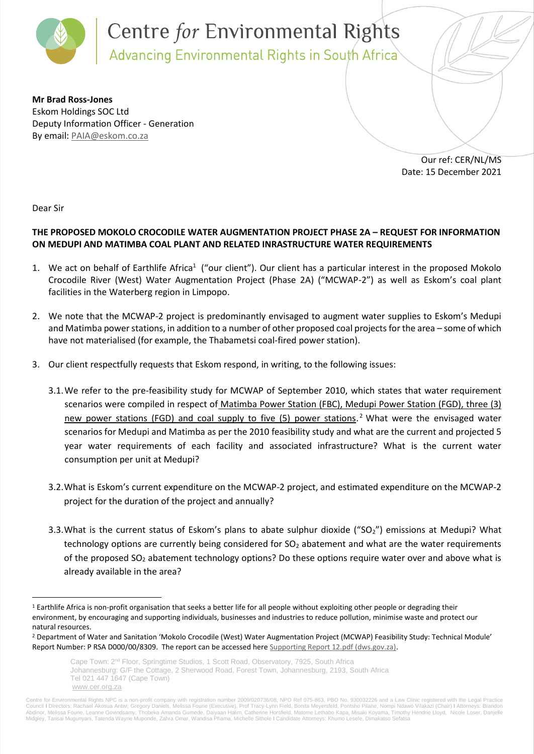# Centre *for* Environmental Rights

Advancing Environmental Rights in South Africa

**Mr Brad Ross-Jones**
Eskom Holdings SOC Ltd
Deputy Information Officer - Generation
By email: PAIA@eskom.co.za

Our ref: CER/NL/MS
Date: 15 December 2021

Dear Sir

**THE PROPOSED MOKOLO CROCODILE WATER AUGMENTATION PROJECT PHASE 2A – REQUEST FOR INFORMATION ON MEDUPI AND MATIMBA COAL PLANT AND RELATED INRASTRUCTURE WATER REQUIREMENTS**

1. We act on behalf of Earthlife Africa[1] ("our client"). Our client has a particular interest in the proposed Mokolo Crocodile River (West) Water Augmentation Project (Phase 2A) ("MCWAP-2") as well as Eskom's coal plant facilities in the Waterberg region in Limpopo.

2. We note that the MCWAP-2 project is predominantly envisaged to augment water supplies to Eskom's Medupi and Matimba power stations, in addition to a number of other proposed coal projects for the area – some of which have not materialised (for example, the Thabametsi coal-fired power station).

3. Our client respectfully requests that Eskom respond, in writing, to the following issues:

   3.1. We refer to the pre-feasibility study for MCWAP of September 2010, which states that water requirement scenarios were compiled in respect of Matimba Power Station (FBC), Medupi Power Station (FGD), three (3) new power stations (FGD) and coal supply to five (5) power stations.[2] What were the envisaged water scenarios for Medupi and Matimba as per the 2010 feasibility study and what are the current and projected 5 year water requirements of each facility and associated infrastructure? What is the current water consumption per unit at Medupi?

   3.2. What is Eskom's current expenditure on the MCWAP-2 project, and estimated expenditure on the MCWAP-2 project for the duration of the project and annually?

   3.3. What is the current status of Eskom's plans to abate sulphur dioxide ("$SO_2$") emissions at Medupi? What technology options are currently being considered for $SO_2$ abatement and what are the water requirements of the proposed $SO_2$ abatement technology options? Do these options require water over and above what is already available in the area?

---

[1] Earthlife Africa is non-profit organisation that seeks a better life for all people without exploiting other people or degrading their environment, by encouraging and supporting individuals, businesses and industries to reduce pollution, minimise waste and protect our natural resources.

[2] Department of Water and Sanitation 'Mokolo Crocodile (West) Water Augmentation Project (MCWAP) Feasibility Study: Technical Module' Report Number: P RSA D000/00/8309. The report can be accessed here Supporting Report 12.pdf (dws.gov.za).

Cape Town: 2nd Floor, Springtime Studios, 1 Scott Road, Observatory, 7925, South Africa
Johannesburg: G/F the Cottage, 2 Sherwood Road, Forest Town, Johannesburg, 2193, South Africa
Tel 021 447 1647 (Cape Town)
www.cer.org.za

Centre for Environmental Rights NPC is a non-profit company with registration number 2009/020736/08, NPO Ref 075-863, PBO No. 930032226 and a Law Clinic registered with the Legal Practice Council I Directors: Rachael Akosua Antwi; Gregory Daniels, Melissa Fourie (Executive), Prof Tracy-Lynn Field, Bonita Meyersfeld, Pontsho Pilane, Nompi Ndawo Vilakazi (Chair) I Attorneys: Brandon Abdinor, Melissa Fourie, Leanne Govindsamy, Thobeka Amanda Gumede, Daiyaan Halim, Catherine Horsfield, Matome Lethabo Kapa, Misaki Koyama, Timothy Hendrie Lloyd, Nicole Loser, Danjelle Midgley, Tarisai Mugunyani, Tatenda Wayne Muponde, Zahra Omar, Wandisa Phama, Michelle Sithole I Candidate Attorneys: Khumo Lesele, Dimakatso Sefatsa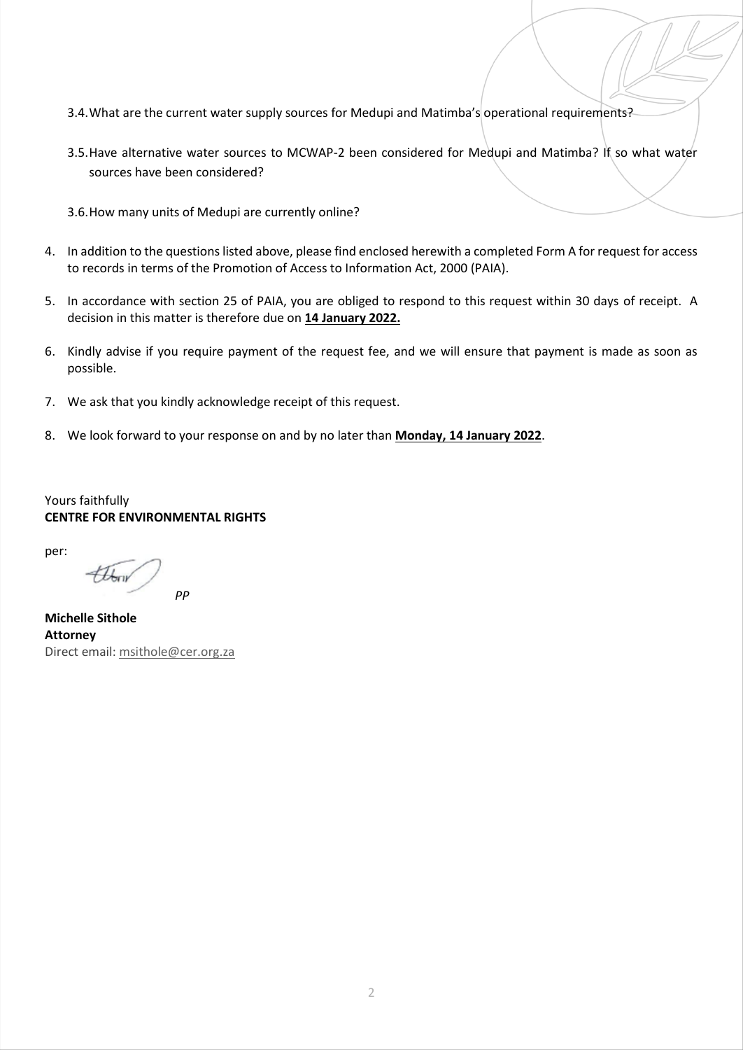3.4. What are the current water supply sources for Medupi and Matimba's operational requirements?

3.5. Have alternative water sources to MCWAP-2 been considered for Medupi and Matimba? If so what water sources have been considered?

3.6. How many units of Medupi are currently online?

4. In addition to the questions listed above, please find enclosed herewith a completed Form A for request for access to records in terms of the Promotion of Access to Information Act, 2000 (PAIA).

5. In accordance with section 25 of PAIA, you are obliged to respond to this request within 30 days of receipt. A decision in this matter is therefore due on **14 January 2022.**

6. Kindly advise if you require payment of the request fee, and we will ensure that payment is made as soon as possible.

7. We ask that you kindly acknowledge receipt of this request.

8. We look forward to your response on and by no later than **Monday, 14 January 2022**.

Yours faithfully
**CENTRE FOR ENVIRONMENTAL RIGHTS**

per:

*PP*

**Michelle Sithole**
**Attorney**
Direct email: msithole@cer.org.za